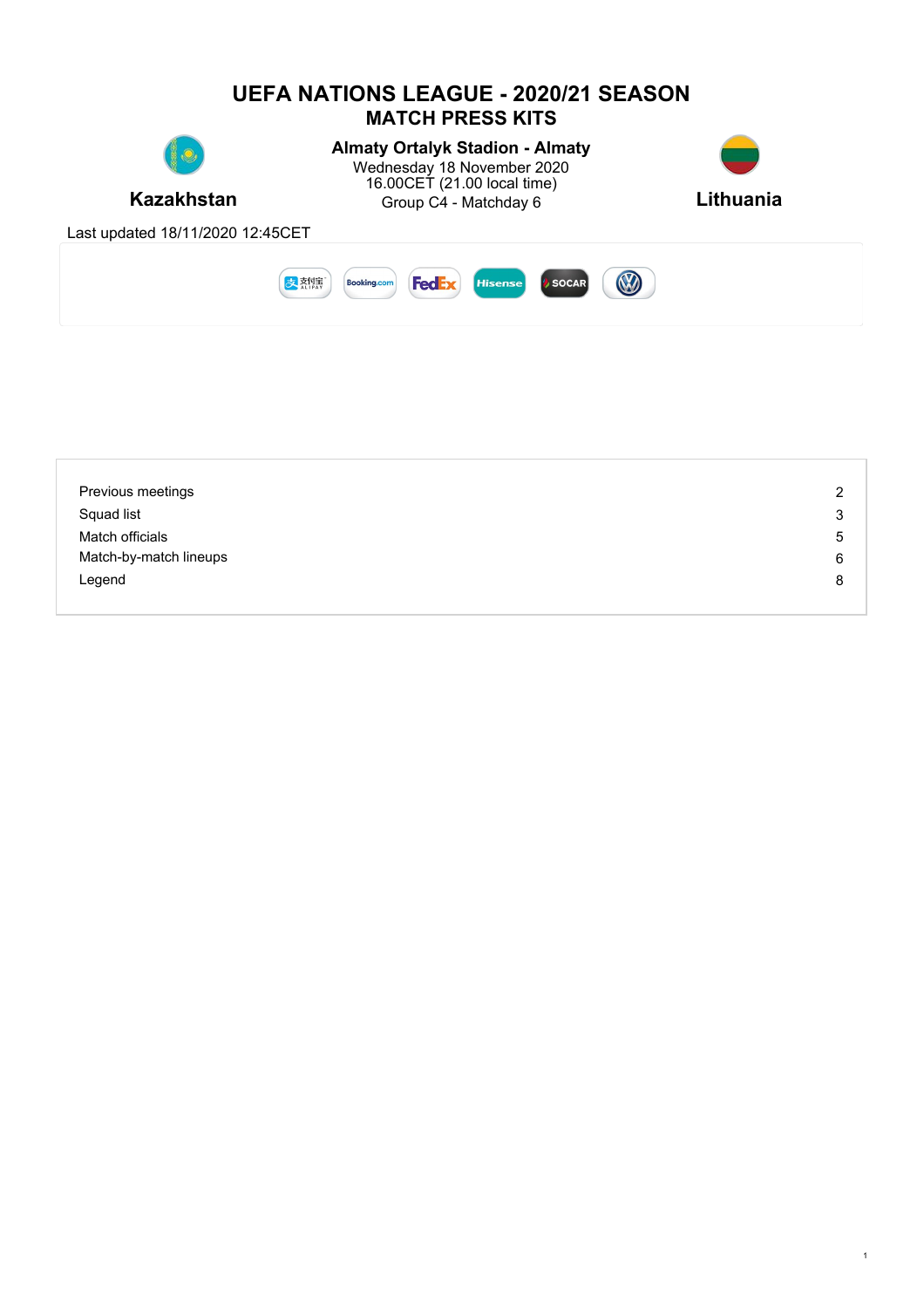# UEFA NATIONS LEAGUE - 2020/21 SEASON
## MATCH PRESS KITS

**Kazakhstan**

**Almaty Ortalyk Stadion - Almaty**
Wednesday 18 November 2020
16.00CET (21.00 local time)
Group C4 - Matchday 6

**Lithuania**

Last updated 18/11/2020 12:45CET

| | |
|---|---|
| Previous meetings | 2 |
| Squad list | 3 |
| Match officials | 5 |
| Match-by-match lineups | 6 |
| Legend | 8 |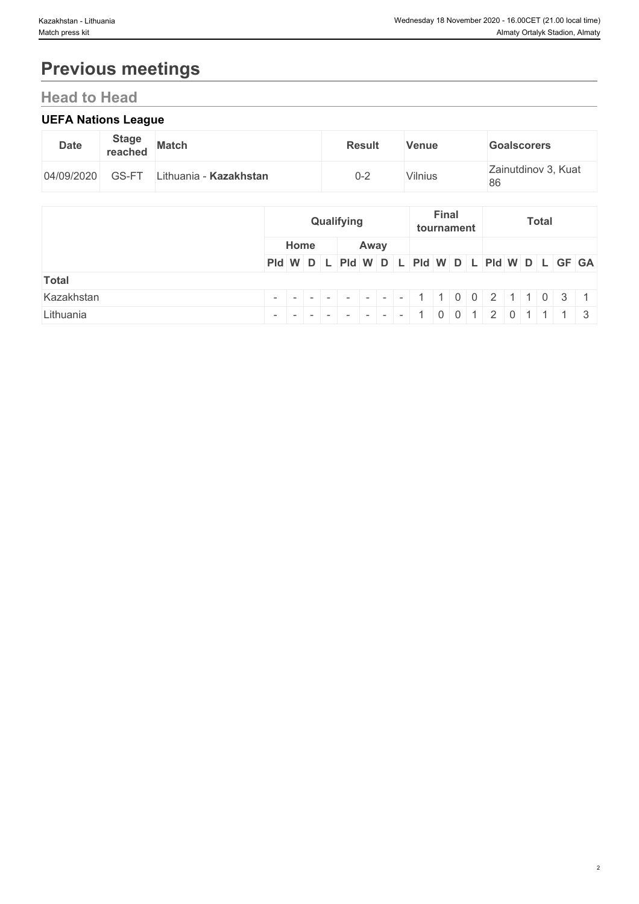# Previous meetings

## Head to Head

### UEFA Nations League

| Date | Stage reached | Match | Result | Venue | Goalscorers |
|---|---|---|---|---|---|
| 04/09/2020 | GS-FT | Lithuania - **Kazakhstan** | 0-2 | Vilnius | Zainutdinov 3, Kuat 86 |

| | Qualifying | | | | | | | | Final tournament | | | | Total | | | | | |
|---|---|---|---|---|---|---|---|---|---|---|---|---|---|---|---|---|---|---|
| | Home | | | | Away | | | | | | | | | | | | | |
| | Pld | W | D | L | Pld | W | D | L | Pld | W | D | L | Pld | W | D | L | GF | GA |
| **Total** | | | | | | | | | | | | | | | | | | |
| Kazakhstan | - | - | - | - | - | - | - | - | 1 | 1 | 0 | 0 | 2 | 1 | 1 | 0 | 3 | 1 |
| Lithuania | - | - | - | - | - | - | - | - | 1 | 0 | 0 | 1 | 2 | 0 | 1 | 1 | 1 | 3 |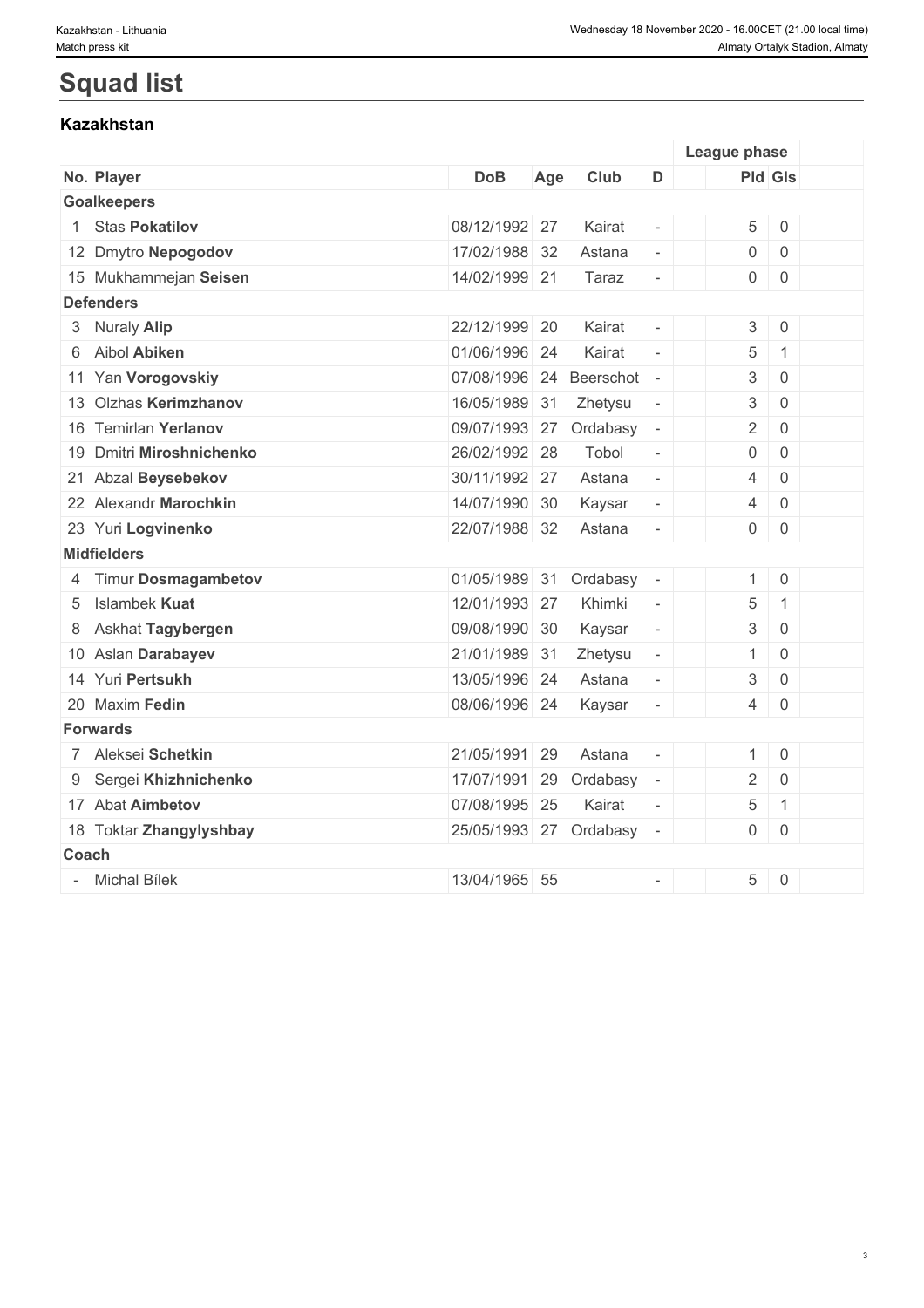# Squad list

### Kazakhstan

| No. | Player | DoB | Age | Club | D | | League phase | |
|---|---|---|---|---|---|---|---|---|
| | | | | | | | Pld | Gls |
| **Goalkeepers** | | | | | | | | |
| 1 | Stas **Pokatilov** | 08/12/1992 | 27 | Kairat | - | | 5 | 0 |
| 12 | Dmytro **Nepogodov** | 17/02/1988 | 32 | Astana | - | | 0 | 0 |
| 15 | Mukhammejan **Seisen** | 14/02/1999 | 21 | Taraz | - | | 0 | 0 |
| **Defenders** | | | | | | | | |
| 3 | Nuraly **Alip** | 22/12/1999 | 20 | Kairat | - | | 3 | 0 |
| 6 | Aibol **Abiken** | 01/06/1996 | 24 | Kairat | - | | 5 | 1 |
| 11 | Yan **Vorogovskiy** | 07/08/1996 | 24 | Beerschot | - | | 3 | 0 |
| 13 | Olzhas **Kerimzhanov** | 16/05/1989 | 31 | Zhetysu | - | | 3 | 0 |
| 16 | Temirlan **Yerlanov** | 09/07/1993 | 27 | Ordabasy | - | | 2 | 0 |
| 19 | Dmitri **Miroshnichenko** | 26/02/1992 | 28 | Tobol | - | | 0 | 0 |
| 21 | Abzal **Beysebekov** | 30/11/1992 | 27 | Astana | - | | 4 | 0 |
| 22 | Alexandr **Marochkin** | 14/07/1990 | 30 | Kaysar | - | | 4 | 0 |
| 23 | Yuri **Logvinenko** | 22/07/1988 | 32 | Astana | - | | 0 | 0 |
| **Midfielders** | | | | | | | | |
| 4 | Timur **Dosmagambetov** | 01/05/1989 | 31 | Ordabasy | - | | 1 | 0 |
| 5 | Islambek **Kuat** | 12/01/1993 | 27 | Khimki | - | | 5 | 1 |
| 8 | Askhat **Tagybergen** | 09/08/1990 | 30 | Kaysar | - | | 3 | 0 |
| 10 | Aslan **Darabayev** | 21/01/1989 | 31 | Zhetysu | - | | 1 | 0 |
| 14 | Yuri **Pertsukh** | 13/05/1996 | 24 | Astana | - | | 3 | 0 |
| 20 | Maxim **Fedin** | 08/06/1996 | 24 | Kaysar | - | | 4 | 0 |
| **Forwards** | | | | | | | | |
| 7 | Aleksei **Schetkin** | 21/05/1991 | 29 | Astana | - | | 1 | 0 |
| 9 | Sergei **Khizhnichenko** | 17/07/1991 | 29 | Ordabasy | - | | 2 | 0 |
| 17 | Abat **Aimbetov** | 07/08/1995 | 25 | Kairat | - | | 5 | 1 |
| 18 | Toktar **Zhangylyshbay** | 25/05/1993 | 27 | Ordabasy | - | | 0 | 0 |
| **Coach** | | | | | | | | |
| - | Michal Bílek | 13/04/1965 | 55 | | - | | 5 | 0 |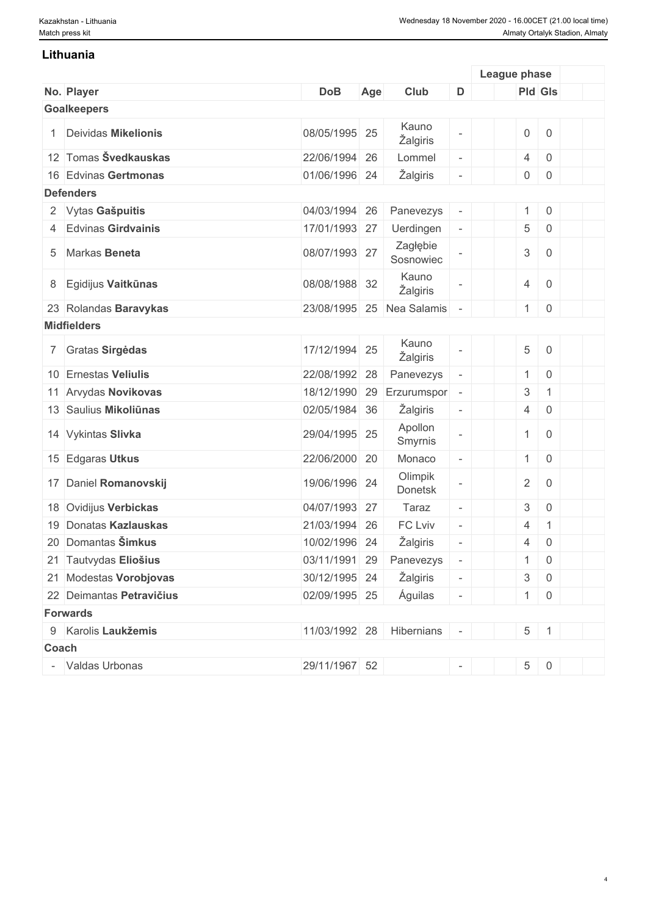## Lithuania

| No. | Player | DoB | Age | Club | D | | League phase | | | |
|---|---|---|---|---|---|---|---|---|---|---|
| | | | | | | | Pld | Gls | | |
| **Goalkeepers** | | | | | | | | | | |
| 1 | Deividas **Mikelionis** | 08/05/1995 | 25 | Kauno Žalgiris | - | | 0 | 0 | | |
| 12 | Tomas **Švedkauskas** | 22/06/1994 | 26 | Lommel | - | | 4 | 0 | | |
| 16 | Edvinas **Gertmonas** | 01/06/1996 | 24 | Žalgiris | - | | 0 | 0 | | |
| **Defenders** | | | | | | | | | | |
| 2 | Vytas **Gašpuitis** | 04/03/1994 | 26 | Panevezys | - | | 1 | 0 | | |
| 4 | Edvinas **Girdvainis** | 17/01/1993 | 27 | Uerdingen | - | | 5 | 0 | | |
| 5 | Markas **Beneta** | 08/07/1993 | 27 | Zagłębie Sosnowiec | - | | 3 | 0 | | |
| 8 | Egidijus **Vaitkūnas** | 08/08/1988 | 32 | Kauno Žalgiris | - | | 4 | 0 | | |
| 23 | Rolandas **Baravykas** | 23/08/1995 | 25 | Nea Salamis | - | | 1 | 0 | | |
| **Midfielders** | | | | | | | | | | |
| 7 | Gratas **Sirgėdas** | 17/12/1994 | 25 | Kauno Žalgiris | - | | 5 | 0 | | |
| 10 | Ernestas **Veliulis** | 22/08/1992 | 28 | Panevezys | - | | 1 | 0 | | |
| 11 | Arvydas **Novikovas** | 18/12/1990 | 29 | Erzurumspor | - | | 3 | 1 | | |
| 13 | Saulius **Mikoliūnas** | 02/05/1984 | 36 | Žalgiris | - | | 4 | 0 | | |
| 14 | Vykintas **Slivka** | 29/04/1995 | 25 | Apollon Smyrnis | - | | 1 | 0 | | |
| 15 | Edgaras **Utkus** | 22/06/2000 | 20 | Monaco | - | | 1 | 0 | | |
| 17 | Daniel **Romanovskij** | 19/06/1996 | 24 | Olimpik Donetsk | - | | 2 | 0 | | |
| 18 | Ovidijus **Verbickas** | 04/07/1993 | 27 | Taraz | - | | 3 | 0 | | |
| 19 | Donatas **Kazlauskas** | 21/03/1994 | 26 | FC Lviv | - | | 4 | 1 | | |
| 20 | Domantas **Šimkus** | 10/02/1996 | 24 | Žalgiris | - | | 4 | 0 | | |
| 21 | Tautvydas **Eliošius** | 03/11/1991 | 29 | Panevezys | - | | 1 | 0 | | |
| 21 | Modestas **Vorobjovas** | 30/12/1995 | 24 | Žalgiris | - | | 3 | 0 | | |
| 22 | Deimantas **Petravičius** | 02/09/1995 | 25 | Águilas | - | | 1 | 0 | | |
| **Forwards** | | | | | | | | | | |
| 9 | Karolis **Laukžemis** | 11/03/1992 | 28 | Hibernians | - | | 5 | 1 | | |
| **Coach** | | | | | | | | | | |
| - | Valdas Urbonas | 29/11/1967 | 52 | | - | | 5 | 0 | | |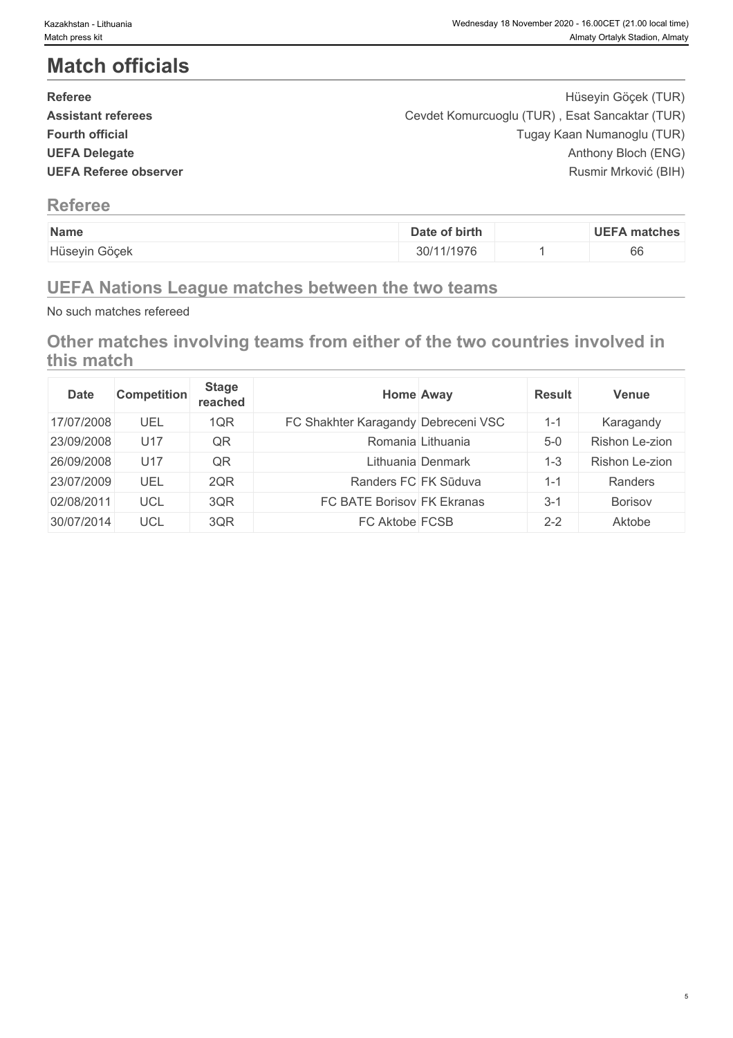# Match officials

| | |
|---|---|
| **Referee** | Hüseyin Göçek (TUR) |
| **Assistant referees** | Cevdet Komurcuoglu (TUR) , Esat Sancaktar (TUR) |
| **Fourth official** | Tugay Kaan Numanoglu (TUR) |
| **UEFA Delegate** | Anthony Bloch (ENG) |
| **UEFA Referee observer** | Rusmir Mrković (BIH) |

## Referee

| Name | Date of birth | | UEFA matches |
|---|---|---|---|
| Hüseyin Göçek | 30/11/1976 | 1 | 66 |

## UEFA Nations League matches between the two teams

No such matches refereed

## Other matches involving teams from either of the two countries involved in this match

| Date | Competition | Stage reached | Home | Away | Result | Venue |
|---|---|---|---|---|---|---|
| 17/07/2008 | UEL | 1QR | FC Shakhter Karagandy | Debreceni VSC | 1-1 | Karagandy |
| 23/09/2008 | U17 | QR | Romania | Lithuania | 5-0 | Rishon Le-zion |
| 26/09/2008 | U17 | QR | Lithuania | Denmark | 1-3 | Rishon Le-zion |
| 23/07/2009 | UEL | 2QR | Randers FC | FK Sūduva | 1-1 | Randers |
| 02/08/2011 | UCL | 3QR | FC BATE Borisov | FK Ekranas | 3-1 | Borisov |
| 30/07/2014 | UCL | 3QR | FC Aktobe | FCSB | 2-2 | Aktobe |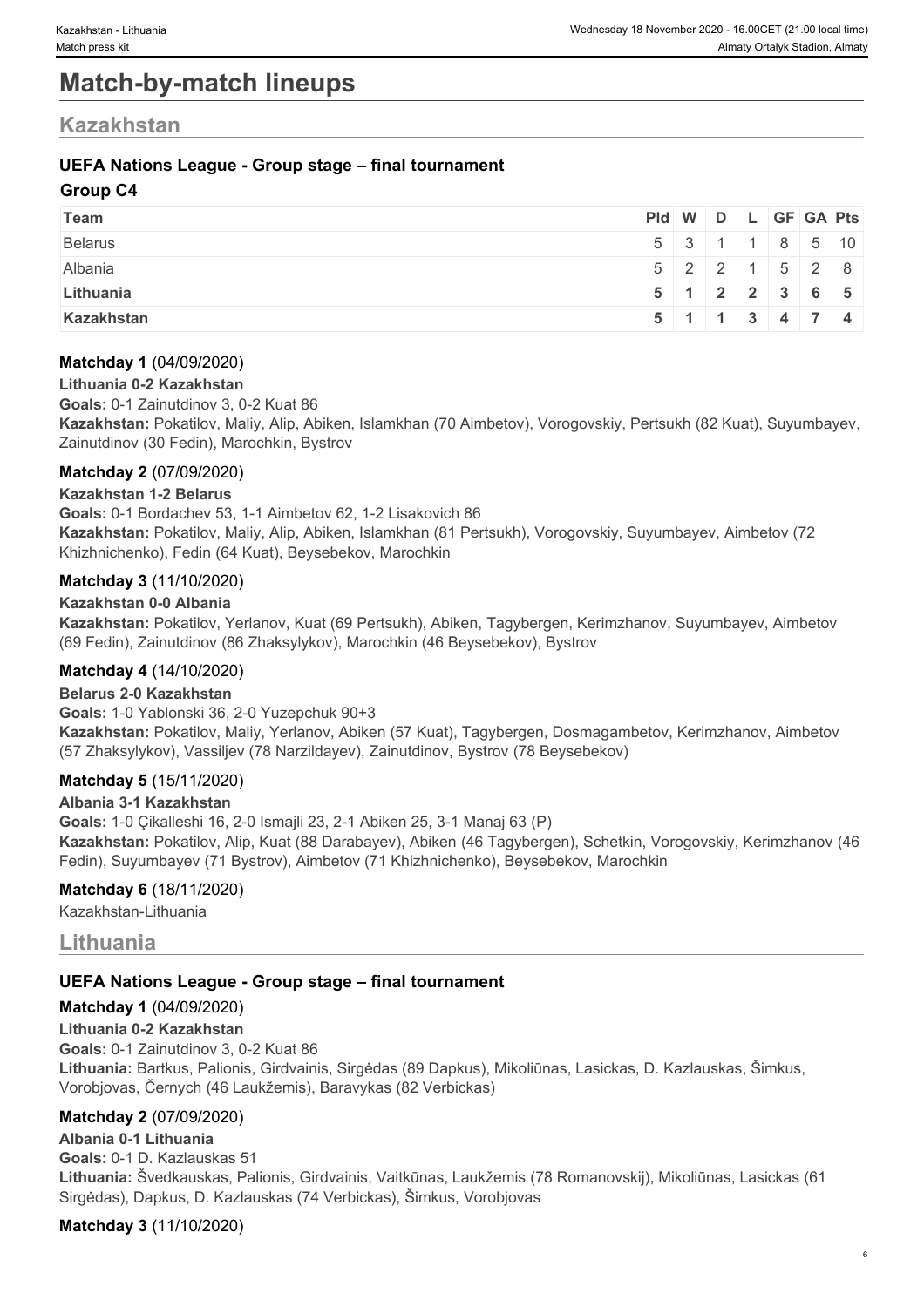# Match-by-match lineups

## Kazakhstan

### UEFA Nations League - Group stage – final tournament

#### Group C4

| Team | Pld | W | D | L | GF | GA | Pts |
|---|---|---|---|---|---|---|---|
| Belarus | 5 | 3 | 1 | 1 | 8 | 5 | 10 |
| Albania | 5 | 2 | 2 | 1 | 5 | 2 | 8 |
| **Lithuania** | **5** | **1** | **2** | **2** | **3** | **6** | **5** |
| **Kazakhstan** | **5** | **1** | **1** | **3** | **4** | **7** | **4** |

**Matchday 1** (04/09/2020)

**Lithuania 0-2 Kazakhstan**

**Goals:** 0-1 Zainutdinov 3, 0-2 Kuat 86

**Kazakhstan:** Pokatilov, Maliy, Alip, Abiken, Islamkhan (70 Aimbetov), Vorogovskiy, Pertsukh (82 Kuat), Suyumbayev, Zainutdinov (30 Fedin), Marochkin, Bystrov

**Matchday 2** (07/09/2020)

**Kazakhstan 1-2 Belarus**

**Goals:** 0-1 Bordachev 53, 1-1 Aimbetov 62, 1-2 Lisakovich 86

**Kazakhstan:** Pokatilov, Maliy, Alip, Abiken, Islamkhan (81 Pertsukh), Vorogovskiy, Suyumbayev, Aimbetov (72 Khizhnichenko), Fedin (64 Kuat), Beysebekov, Marochkin

**Matchday 3** (11/10/2020)

**Kazakhstan 0-0 Albania**

**Kazakhstan:** Pokatilov, Yerlanov, Kuat (69 Pertsukh), Abiken, Tagybergen, Kerimzhanov, Suyumbayev, Aimbetov (69 Fedin), Zainutdinov (86 Zhaksylykov), Marochkin (46 Beysebekov), Bystrov

**Matchday 4** (14/10/2020)

**Belarus 2-0 Kazakhstan**

**Goals:** 1-0 Yablonski 36, 2-0 Yuzepchuk 90+3

**Kazakhstan:** Pokatilov, Maliy, Yerlanov, Abiken (57 Kuat), Tagybergen, Dosmagambetov, Kerimzhanov, Aimbetov (57 Zhaksylykov), Vassiljev (78 Narzildayev), Zainutdinov, Bystrov (78 Beysebekov)

**Matchday 5** (15/11/2020)

**Albania 3-1 Kazakhstan**

**Goals:** 1-0 Çikalleshi 16, 2-0 Ismajli 23, 2-1 Abiken 25, 3-1 Manaj 63 (P)

**Kazakhstan:** Pokatilov, Alip, Kuat (88 Darabayev), Abiken (46 Tagybergen), Schetkin, Vorogovskiy, Kerimzhanov (46 Fedin), Suyumbayev (71 Bystrov), Aimbetov (71 Khizhnichenko), Beysebekov, Marochkin

**Matchday 6** (18/11/2020)

Kazakhstan-Lithuania

## Lithuania

### UEFA Nations League - Group stage – final tournament

**Matchday 1** (04/09/2020)

**Lithuania 0-2 Kazakhstan**

**Goals:** 0-1 Zainutdinov 3, 0-2 Kuat 86

**Lithuania:** Bartkus, Palionis, Girdvainis, Sirgėdas (89 Dapkus), Mikoliūnas, Lasickas, D. Kazlauskas, Šimkus, Vorobjovas, Černych (46 Laukžemis), Baravykas (82 Verbickas)

**Matchday 2** (07/09/2020)

**Albania 0-1 Lithuania**

**Goals:** 0-1 D. Kazlauskas 51

**Lithuania:** Švedkauskas, Palionis, Girdvainis, Vaitkūnas, Laukžemis (78 Romanovskij), Mikoliūnas, Lasickas (61 Sirgėdas), Dapkus, D. Kazlauskas (74 Verbickas), Šimkus, Vorobjovas

**Matchday 3** (11/10/2020)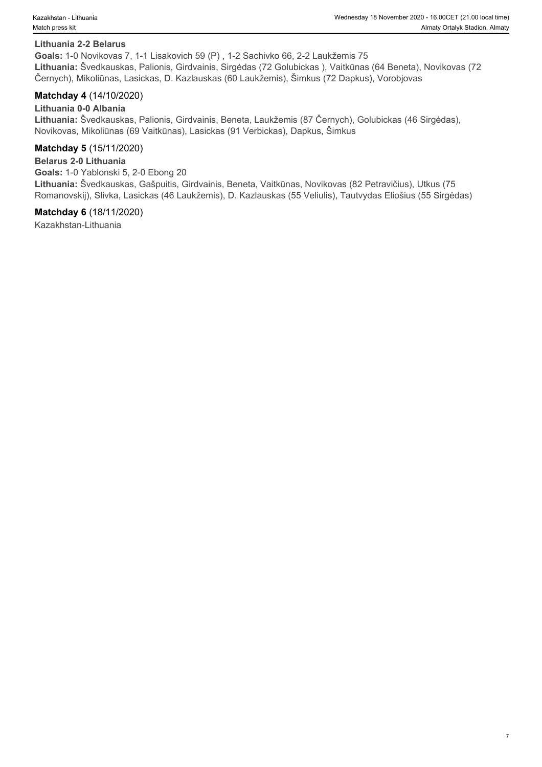**Lithuania 2-2 Belarus**

**Goals:** 1-0 Novikovas 7, 1-1 Lisakovich 59 (P) , 1-2 Sachivko 66, 2-2 Laukžemis 75

**Lithuania:** Švedkauskas, Palionis, Girdvainis, Sirgėdas (72 Golubickas ), Vaitkūnas (64 Beneta), Novikovas (72 Černych), Mikoliūnas, Lasickas, D. Kazlauskas (60 Laukžemis), Šimkus (72 Dapkus), Vorobjovas

### **Matchday 4** (14/10/2020)

**Lithuania 0-0 Albania**

**Lithuania:** Švedkauskas, Palionis, Girdvainis, Beneta, Laukžemis (87 Černych), Golubickas (46 Sirgėdas), Novikovas, Mikoliūnas (69 Vaitkūnas), Lasickas (91 Verbickas), Dapkus, Šimkus

### **Matchday 5** (15/11/2020)

**Belarus 2-0 Lithuania**

**Goals:** 1-0 Yablonski 5, 2-0 Ebong 20

**Lithuania:** Švedkauskas, Gašpuitis, Girdvainis, Beneta, Vaitkūnas, Novikovas (82 Petravičius), Utkus (75 Romanovskij), Slivka, Lasickas (46 Laukžemis), D. Kazlauskas (55 Veliulis), Tautvydas Eliošius (55 Sirgėdas)

### **Matchday 6** (18/11/2020)

Kazakhstan-Lithuania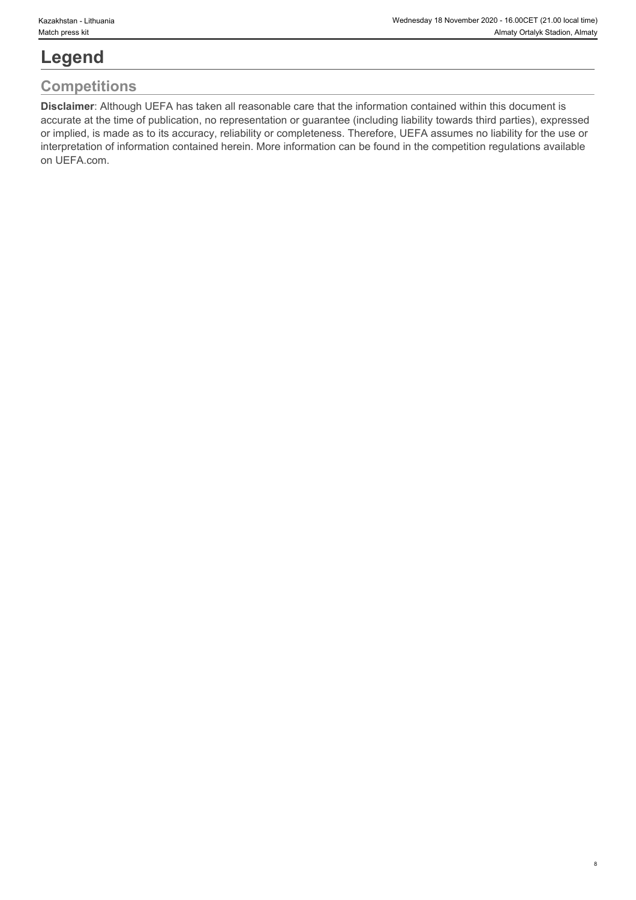# Legend

## Competitions

**Disclaimer**: Although UEFA has taken all reasonable care that the information contained within this document is accurate at the time of publication, no representation or guarantee (including liability towards third parties), expressed or implied, is made as to its accuracy, reliability or completeness. Therefore, UEFA assumes no liability for the use or interpretation of information contained herein. More information can be found in the competition regulations available on UEFA.com.